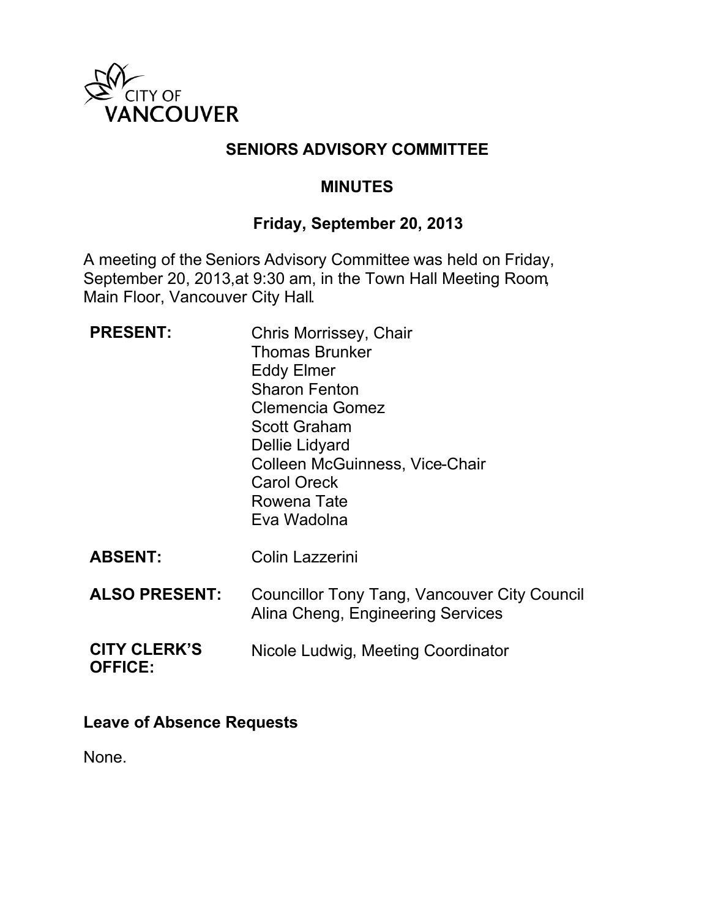CITY OF VANCOUVER

# SENIORS ADVISORY COMMITTEE

## MINUTES

### Friday, September 20, 2013

A meeting of the Seniors Advisory Committee was held on Friday, September 20, 2013, at 9:30 am, in the Town Hall Meeting Room, Main Floor, Vancouver City Hall.

| | |
|---|---|
| **PRESENT:** | Chris Morrissey, Chair<br>Thomas Brunker<br>Eddy Elmer<br>Sharon Fenton<br>Clemencia Gomez<br>Scott Graham<br>Dellie Lidyard<br>Colleen McGuinness, Vice-Chair<br>Carol Oreck<br>Rowena Tate<br>Eva Wadolna |
| **ABSENT:** | Colin Lazzerini |
| **ALSO PRESENT:** | Councillor Tony Tang, Vancouver City Council<br>Alina Cheng, Engineering Services |
| **CITY CLERK'S OFFICE:** | Nicole Ludwig, Meeting Coordinator |

### Leave of Absence Requests

None.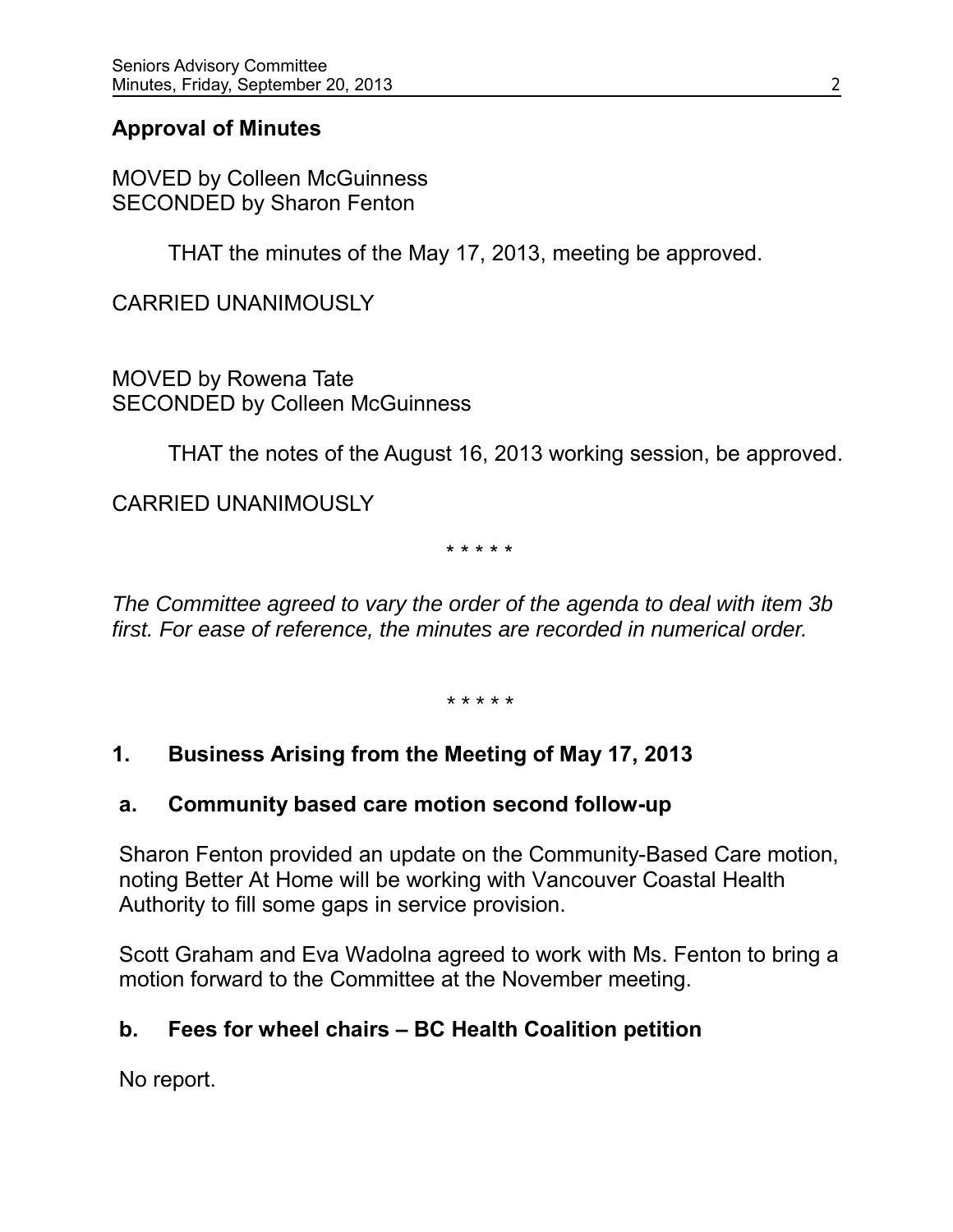## Approval of Minutes

MOVED by Colleen McGuinness
SECONDED by Sharon Fenton

THAT the minutes of the May 17, 2013, meeting be approved.

CARRIED UNANIMOUSLY

MOVED by Rowena Tate
SECONDED by Colleen McGuinness

THAT the notes of the August 16, 2013 working session, be approved.

CARRIED UNANIMOUSLY

\* \* \* \* \*

*The Committee agreed to vary the order of the agenda to deal with item 3b first. For ease of reference, the minutes are recorded in numerical order.*

\* \* \* \* \*

## 1. Business Arising from the Meeting of May 17, 2013

### a. Community based care motion second follow-up

Sharon Fenton provided an update on the Community-Based Care motion, noting Better At Home will be working with Vancouver Coastal Health Authority to fill some gaps in service provision.

Scott Graham and Eva Wadolna agreed to work with Ms. Fenton to bring a motion forward to the Committee at the November meeting.

### b. Fees for wheel chairs – BC Health Coalition petition

No report.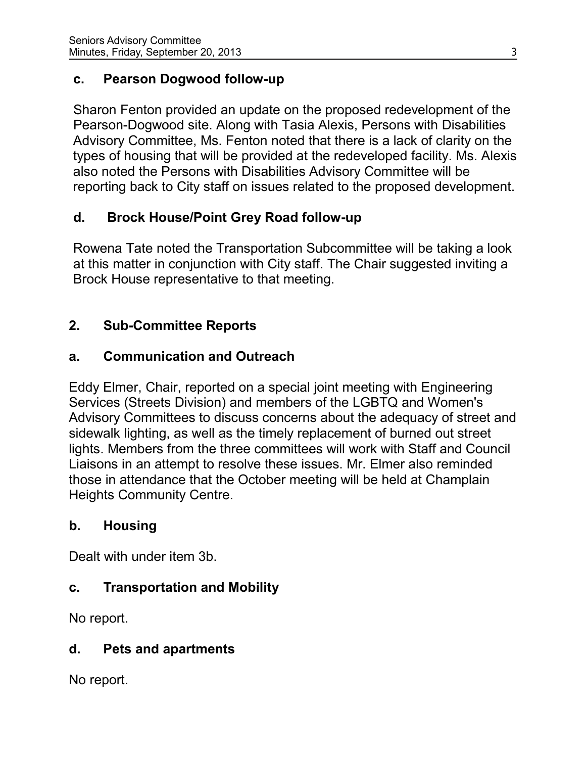### c. Pearson Dogwood follow-up

Sharon Fenton provided an update on the proposed redevelopment of the Pearson-Dogwood site. Along with Tasia Alexis, Persons with Disabilities Advisory Committee, Ms. Fenton noted that there is a lack of clarity on the types of housing that will be provided at the redeveloped facility. Ms. Alexis also noted the Persons with Disabilities Advisory Committee will be reporting back to City staff on issues related to the proposed development.

### d. Brock House/Point Grey Road follow-up

Rowena Tate noted the Transportation Subcommittee will be taking a look at this matter in conjunction with City staff. The Chair suggested inviting a Brock House representative to that meeting.

## 2. Sub-Committee Reports

### a. Communication and Outreach

Eddy Elmer, Chair, reported on a special joint meeting with Engineering Services (Streets Division) and members of the LGBTQ and Women's Advisory Committees to discuss concerns about the adequacy of street and sidewalk lighting, as well as the timely replacement of burned out street lights. Members from the three committees will work with Staff and Council Liaisons in an attempt to resolve these issues. Mr. Elmer also reminded those in attendance that the October meeting will be held at Champlain Heights Community Centre.

### b. Housing

Dealt with under item 3b.

### c. Transportation and Mobility

No report.

### d. Pets and apartments

No report.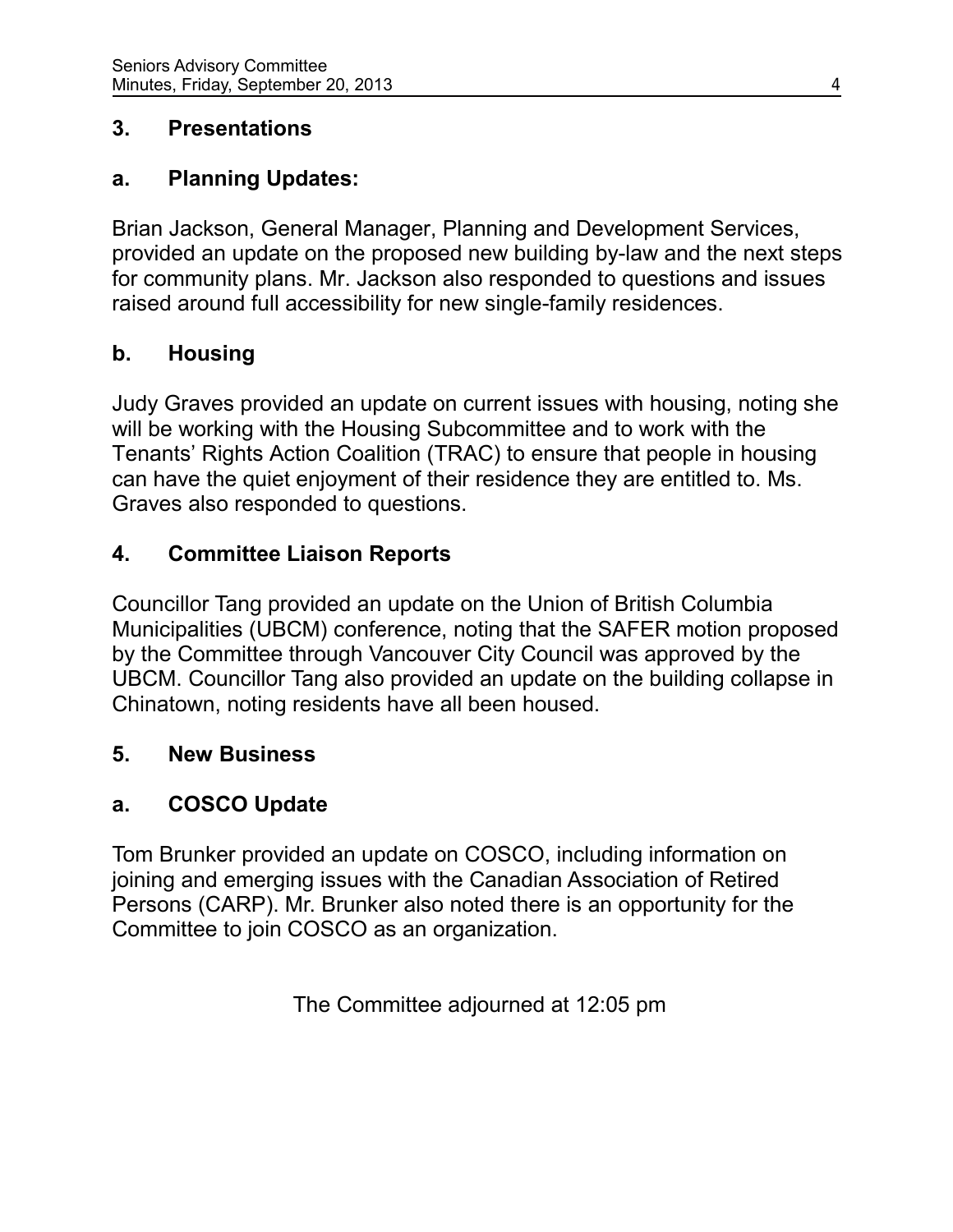## 3. Presentations

### a. Planning Updates:

Brian Jackson, General Manager, Planning and Development Services, provided an update on the proposed new building by-law and the next steps for community plans. Mr. Jackson also responded to questions and issues raised around full accessibility for new single-family residences.

### b. Housing

Judy Graves provided an update on current issues with housing, noting she will be working with the Housing Subcommittee and to work with the Tenants' Rights Action Coalition (TRAC) to ensure that people in housing can have the quiet enjoyment of their residence they are entitled to. Ms. Graves also responded to questions.

## 4. Committee Liaison Reports

Councillor Tang provided an update on the Union of British Columbia Municipalities (UBCM) conference, noting that the SAFER motion proposed by the Committee through Vancouver City Council was approved by the UBCM. Councillor Tang also provided an update on the building collapse in Chinatown, noting residents have all been housed.

## 5. New Business

### a. COSCO Update

Tom Brunker provided an update on COSCO, including information on joining and emerging issues with the Canadian Association of Retired Persons (CARP). Mr. Brunker also noted there is an opportunity for the Committee to join COSCO as an organization.

The Committee adjourned at 12:05 pm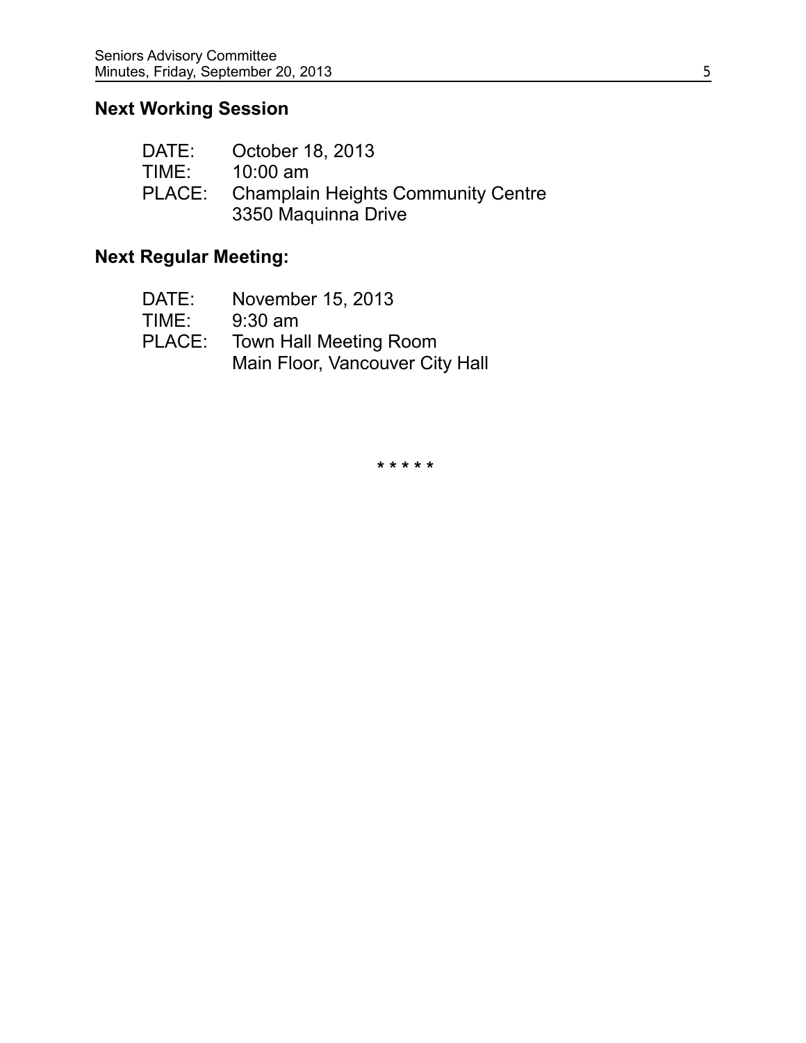## Next Working Session

DATE: October 18, 2013
TIME: 10:00 am
PLACE: Champlain Heights Community Centre
3350 Maquinna Drive

## Next Regular Meeting:

DATE: November 15, 2013
TIME: 9:30 am
PLACE: Town Hall Meeting Room
Main Floor, Vancouver City Hall

* * * * *